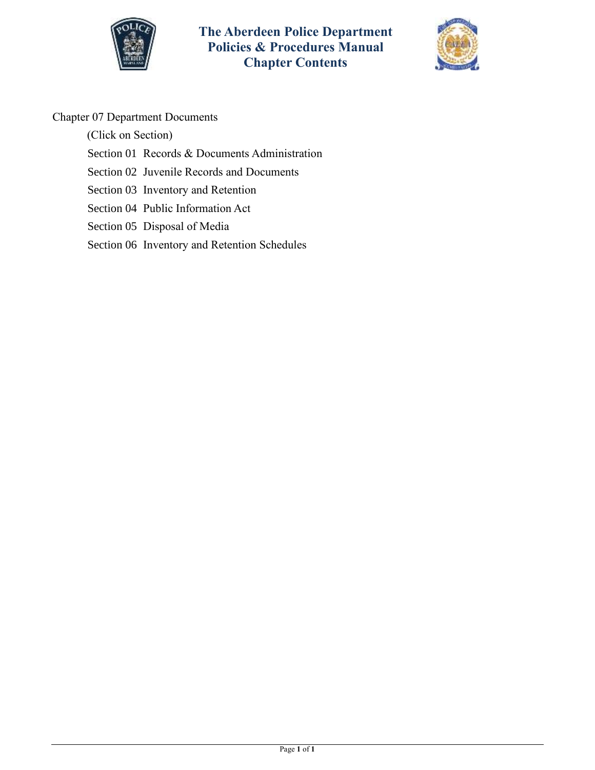# The Aberdeen Police Department
## Policies & Procedures Manual
## Chapter Contents

Chapter 07 Department Documents

(Click on Section)

Section 01 Records & Documents Administration

Section 02 Juvenile Records and Documents

Section 03 Inventory and Retention

Section 04 Public Information Act

Section 05 Disposal of Media

Section 06 Inventory and Retention Schedules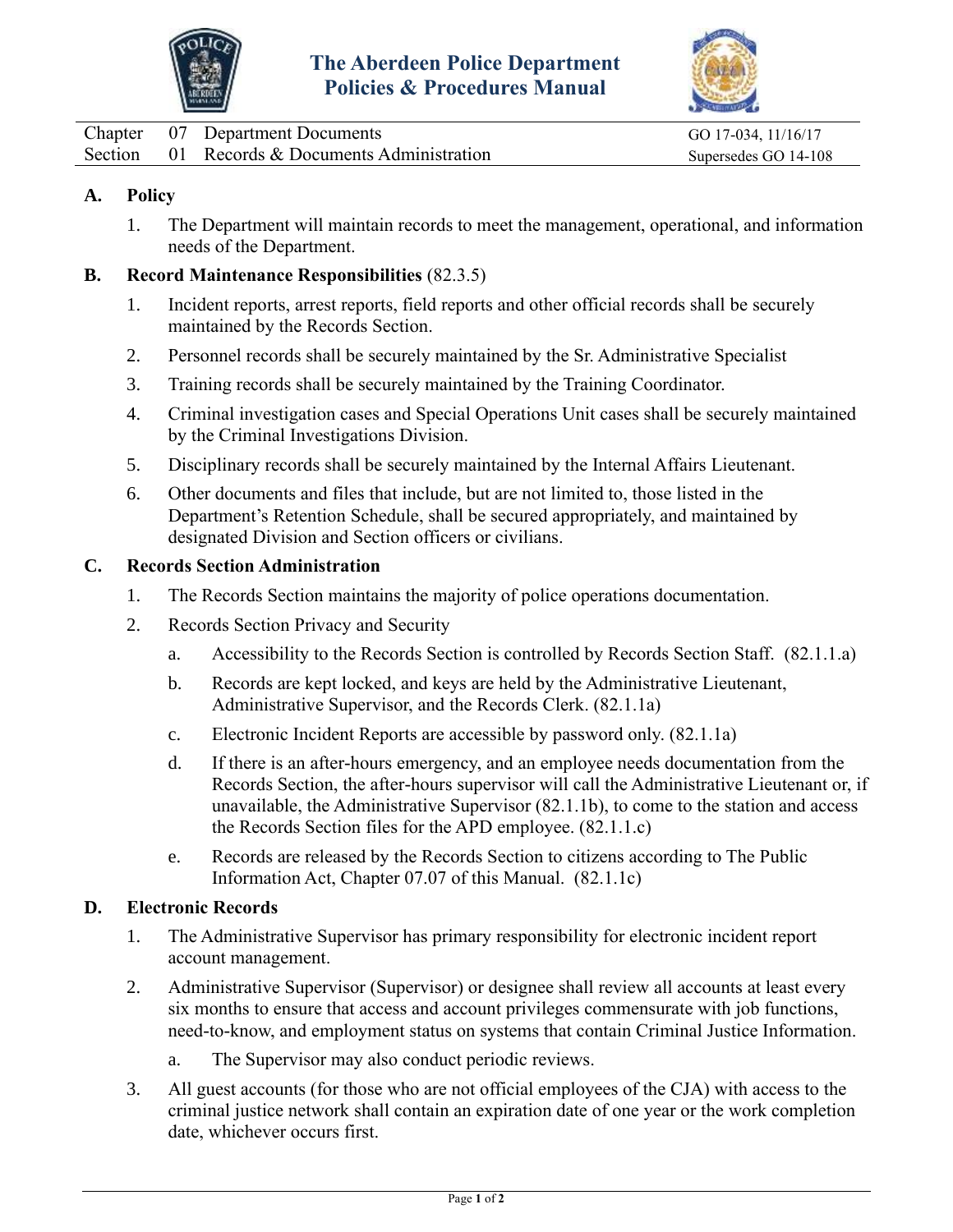# The Aberdeen Police Department Policies & Procedures Manual

| | | | |
|---|---|---|---|
| Chapter | 07 | Department Documents | GO 17-034, 11/16/17 |
| Section | 01 | Records & Documents Administration | Supersedes GO 14-108 |

## A. Policy

1. The Department will maintain records to meet the management, operational, and information needs of the Department.

## B. Record Maintenance Responsibilities (82.3.5)

1. Incident reports, arrest reports, field reports and other official records shall be securely maintained by the Records Section.
2. Personnel records shall be securely maintained by the Sr. Administrative Specialist
3. Training records shall be securely maintained by the Training Coordinator.
4. Criminal investigation cases and Special Operations Unit cases shall be securely maintained by the Criminal Investigations Division.
5. Disciplinary records shall be securely maintained by the Internal Affairs Lieutenant.
6. Other documents and files that include, but are not limited to, those listed in the Department's Retention Schedule, shall be secured appropriately, and maintained by designated Division and Section officers or civilians.

## C. Records Section Administration

1. The Records Section maintains the majority of police operations documentation.
2. Records Section Privacy and Security
   a. Accessibility to the Records Section is controlled by Records Section Staff. (82.1.1.a)
   b. Records are kept locked, and keys are held by the Administrative Lieutenant, Administrative Supervisor, and the Records Clerk. (82.1.1a)
   c. Electronic Incident Reports are accessible by password only. (82.1.1a)
   d. If there is an after-hours emergency, and an employee needs documentation from the Records Section, the after-hours supervisor will call the Administrative Lieutenant or, if unavailable, the Administrative Supervisor (82.1.1b), to come to the station and access the Records Section files for the APD employee. (82.1.1.c)
   e. Records are released by the Records Section to citizens according to The Public Information Act, Chapter 07.07 of this Manual. (82.1.1c)

## D. Electronic Records

1. The Administrative Supervisor has primary responsibility for electronic incident report account management.
2. Administrative Supervisor (Supervisor) or designee shall review all accounts at least every six months to ensure that access and account privileges commensurate with job functions, need-to-know, and employment status on systems that contain Criminal Justice Information.
   a. The Supervisor may also conduct periodic reviews.
3. All guest accounts (for those who are not official employees of the CJA) with access to the criminal justice network shall contain an expiration date of one year or the work completion date, whichever occurs first.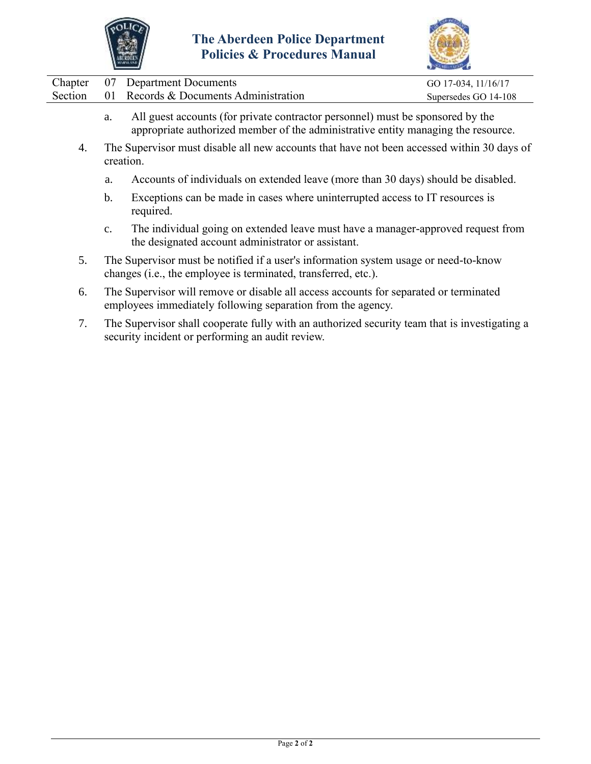a. All guest accounts (for private contractor personnel) must be sponsored by the appropriate authorized member of the administrative entity managing the resource.

4. The Supervisor must disable all new accounts that have not been accessed within 30 days of creation.

   a. Accounts of individuals on extended leave (more than 30 days) should be disabled.

   b. Exceptions can be made in cases where uninterrupted access to IT resources is required.

   c. The individual going on extended leave must have a manager-approved request from the designated account administrator or assistant.

5. The Supervisor must be notified if a user's information system usage or need-to-know changes (i.e., the employee is terminated, transferred, etc.).

6. The Supervisor will remove or disable all access accounts for separated or terminated employees immediately following separation from the agency.

7. The Supervisor shall cooperate fully with an authorized security team that is investigating a security incident or performing an audit review.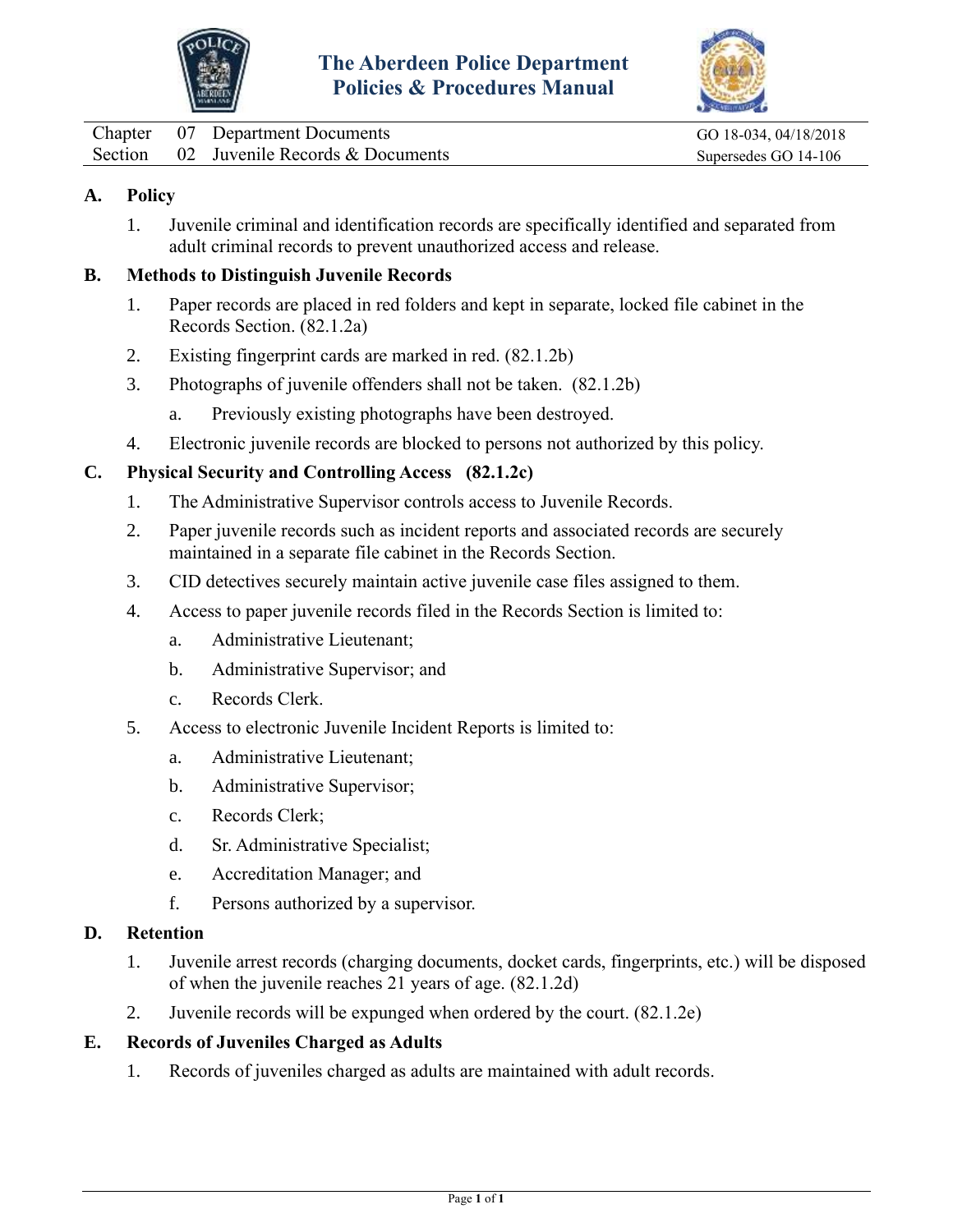# The Aberdeen Police Department Policies & Procedures Manual

| | | | |
|---|---|---|---|
| Chapter | 07 | Department Documents | GO 18-034, 04/18/2018 |
| Section | 02 | Juvenile Records & Documents | Supersedes GO 14-106 |

## A. Policy

1. Juvenile criminal and identification records are specifically identified and separated from adult criminal records to prevent unauthorized access and release.

## B. Methods to Distinguish Juvenile Records

1. Paper records are placed in red folders and kept in separate, locked file cabinet in the Records Section. (82.1.2a)
2. Existing fingerprint cards are marked in red. (82.1.2b)
3. Photographs of juvenile offenders shall not be taken. (82.1.2b)
   a. Previously existing photographs have been destroyed.
4. Electronic juvenile records are blocked to persons not authorized by this policy.

## C. Physical Security and Controlling Access (82.1.2c)

1. The Administrative Supervisor controls access to Juvenile Records.
2. Paper juvenile records such as incident reports and associated records are securely maintained in a separate file cabinet in the Records Section.
3. CID detectives securely maintain active juvenile case files assigned to them.
4. Access to paper juvenile records filed in the Records Section is limited to:
   a. Administrative Lieutenant;
   b. Administrative Supervisor; and
   c. Records Clerk.
5. Access to electronic Juvenile Incident Reports is limited to:
   a. Administrative Lieutenant;
   b. Administrative Supervisor;
   c. Records Clerk;
   d. Sr. Administrative Specialist;
   e. Accreditation Manager; and
   f. Persons authorized by a supervisor.

## D. Retention

1. Juvenile arrest records (charging documents, docket cards, fingerprints, etc.) will be disposed of when the juvenile reaches 21 years of age. (82.1.2d)
2. Juvenile records will be expunged when ordered by the court. (82.1.2e)

## E. Records of Juveniles Charged as Adults

1. Records of juveniles charged as adults are maintained with adult records.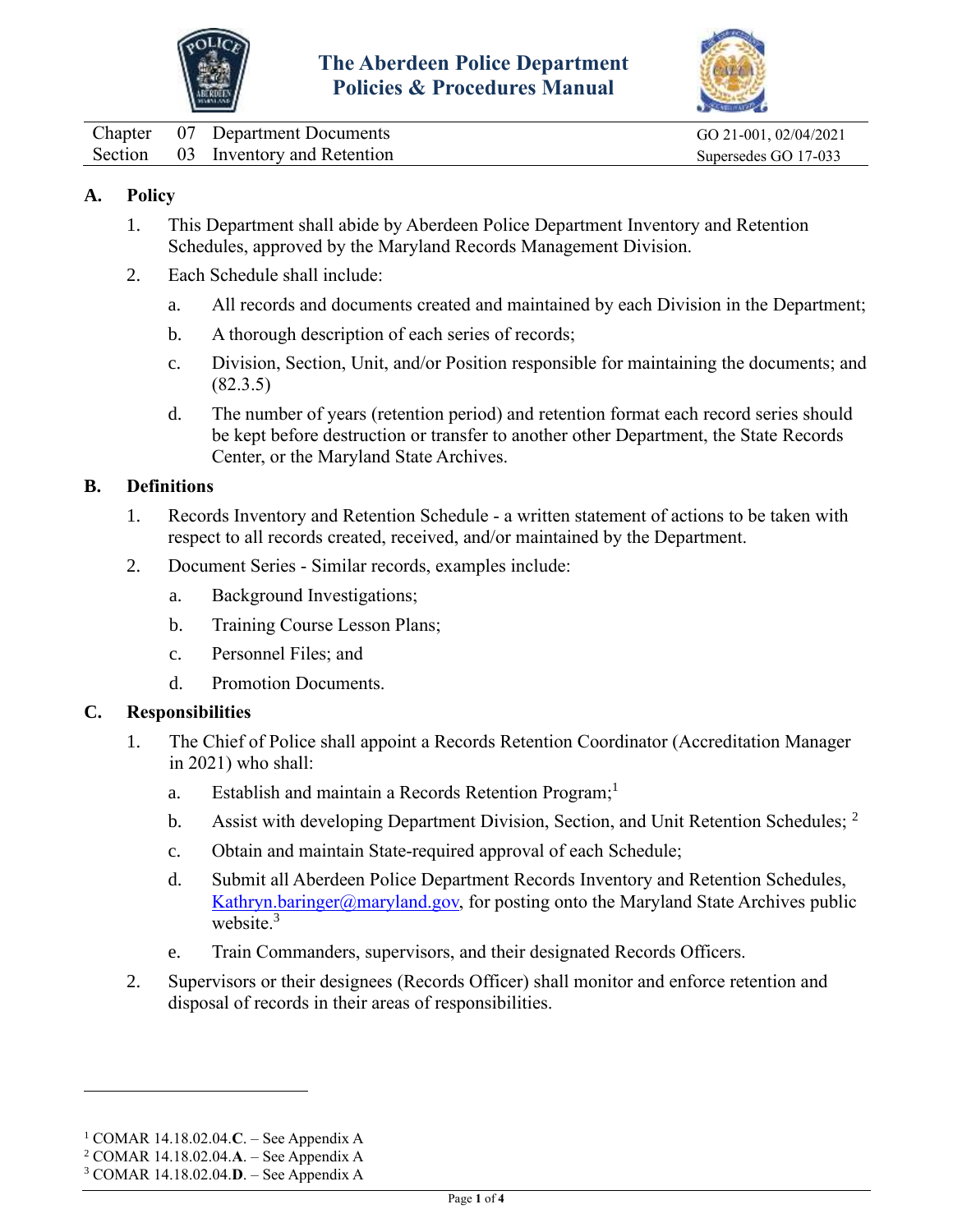# The Aberdeen Police Department Policies & Procedures Manual

| | | | |
|---|---|---|---|
| Chapter | 07 | Department Documents | GO 21-001, 02/04/2021 |
| Section | 03 | Inventory and Retention | Supersedes GO 17-033 |

## A. Policy

1. This Department shall abide by Aberdeen Police Department Inventory and Retention Schedules, approved by the Maryland Records Management Division.

2. Each Schedule shall include:

    a. All records and documents created and maintained by each Division in the Department;

    b. A thorough description of each series of records;

    c. Division, Section, Unit, and/or Position responsible for maintaining the documents; and (82.3.5)

    d. The number of years (retention period) and retention format each record series should be kept before destruction or transfer to another other Department, the State Records Center, or the Maryland State Archives.

## B. Definitions

1. Records Inventory and Retention Schedule - a written statement of actions to be taken with respect to all records created, received, and/or maintained by the Department.

2. Document Series - Similar records, examples include:

    a. Background Investigations;

    b. Training Course Lesson Plans;

    c. Personnel Files; and

    d. Promotion Documents.

## C. Responsibilities

1. The Chief of Police shall appoint a Records Retention Coordinator (Accreditation Manager in 2021) who shall:

    a. Establish and maintain a Records Retention Program;[1]

    b. Assist with developing Department Division, Section, and Unit Retention Schedules; [2]

    c. Obtain and maintain State-required approval of each Schedule;

    d. Submit all Aberdeen Police Department Records Inventory and Retention Schedules, Kathryn.baringer@maryland.gov, for posting onto the Maryland State Archives public website.[3]

    e. Train Commanders, supervisors, and their designated Records Officers.

2. Supervisors or their designees (Records Officer) shall monitor and enforce retention and disposal of records in their areas of responsibilities.

---

[1] COMAR 14.18.02.04.**C**. – See Appendix A
[2] COMAR 14.18.02.04.**A**. – See Appendix A
[3] COMAR 14.18.02.04.**D**. – See Appendix A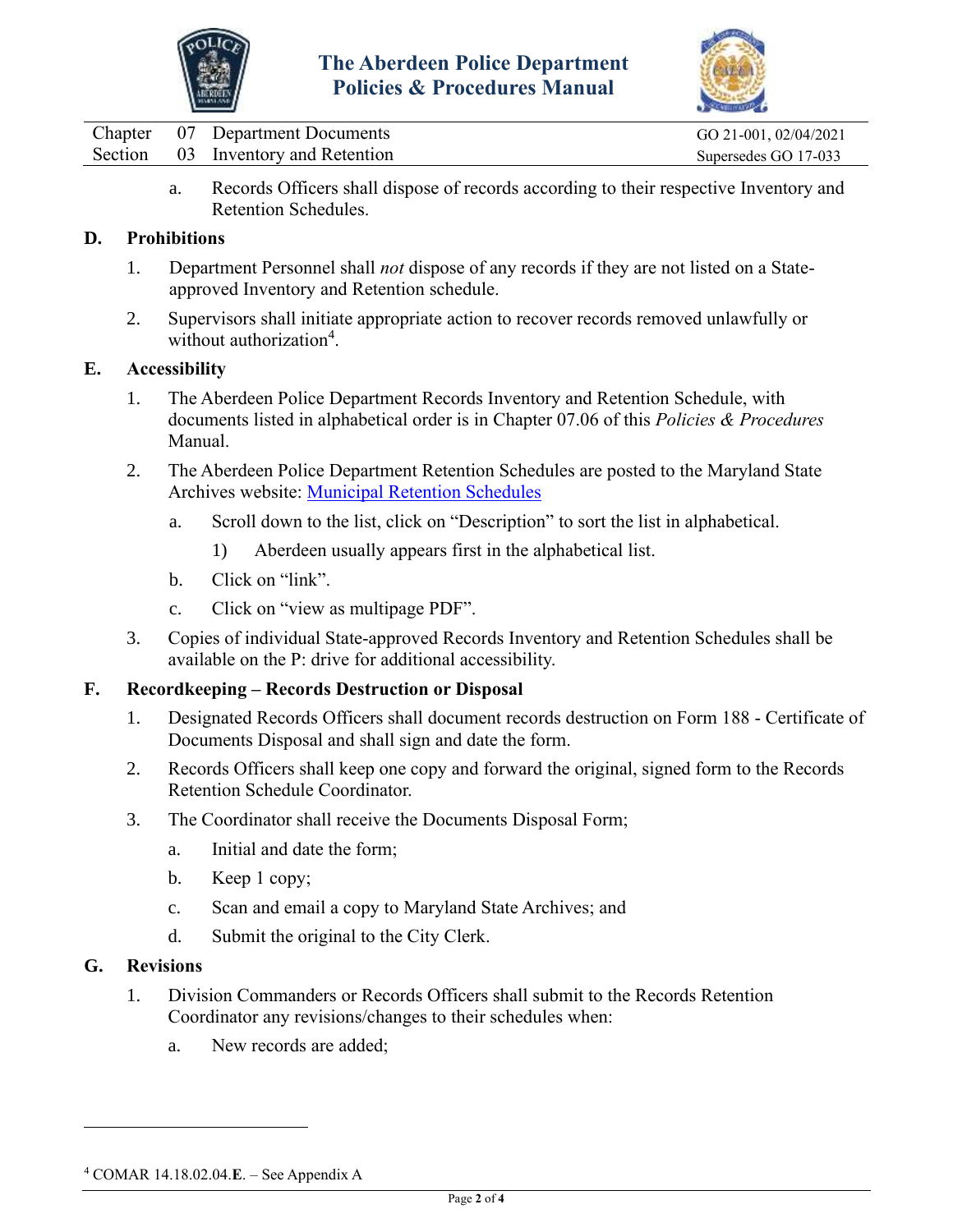a. Records Officers shall dispose of records according to their respective Inventory and Retention Schedules.

## D. Prohibitions

1. Department Personnel shall *not* dispose of any records if they are not listed on a State-approved Inventory and Retention schedule.
2. Supervisors shall initiate appropriate action to recover records removed unlawfully or without authorization[4].

## E. Accessibility

1. The Aberdeen Police Department Records Inventory and Retention Schedule, with documents listed in alphabetical order is in Chapter 07.06 of this *Policies & Procedures* Manual.
2. The Aberdeen Police Department Retention Schedules are posted to the Maryland State Archives website: Municipal Retention Schedules
   a. Scroll down to the list, click on "Description" to sort the list in alphabetical.
      1) Aberdeen usually appears first in the alphabetical list.
   b. Click on "link".
   c. Click on "view as multipage PDF".
3. Copies of individual State-approved Records Inventory and Retention Schedules shall be available on the P: drive for additional accessibility.

## F. Recordkeeping – Records Destruction or Disposal

1. Designated Records Officers shall document records destruction on Form 188 - Certificate of Documents Disposal and shall sign and date the form.
2. Records Officers shall keep one copy and forward the original, signed form to the Records Retention Schedule Coordinator.
3. The Coordinator shall receive the Documents Disposal Form;
   a. Initial and date the form;
   b. Keep 1 copy;
   c. Scan and email a copy to Maryland State Archives; and
   d. Submit the original to the City Clerk.

## G. Revisions

1. Division Commanders or Records Officers shall submit to the Records Retention Coordinator any revisions/changes to their schedules when:
   a. New records are added;

---

[4] COMAR 14.18.02.04.**E**. – See Appendix A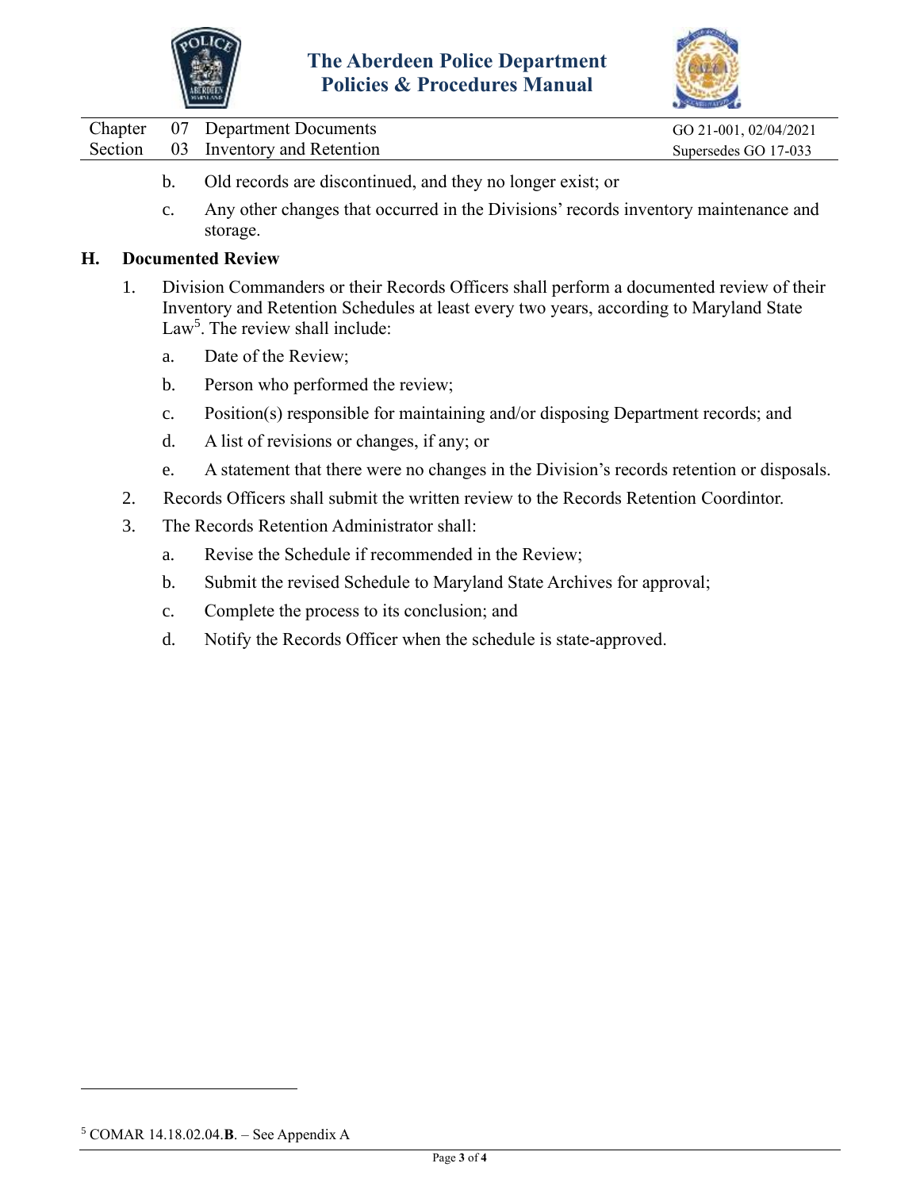b. Old records are discontinued, and they no longer exist; or

c. Any other changes that occurred in the Divisions' records inventory maintenance and storage.

## H. Documented Review

1. Division Commanders or their Records Officers shall perform a documented review of their Inventory and Retention Schedules at least every two years, according to Maryland State Law[5]. The review shall include:

   a. Date of the Review;

   b. Person who performed the review;

   c. Position(s) responsible for maintaining and/or disposing Department records; and

   d. A list of revisions or changes, if any; or

   e. A statement that there were no changes in the Division's records retention or disposals.

2. Records Officers shall submit the written review to the Records Retention Coordintor.

3. The Records Retention Administrator shall:

   a. Revise the Schedule if recommended in the Review;

   b. Submit the revised Schedule to Maryland State Archives for approval;

   c. Complete the process to its conclusion; and

   d. Notify the Records Officer when the schedule is state-approved.

---

[5] COMAR 14.18.02.04.**B**. – See Appendix A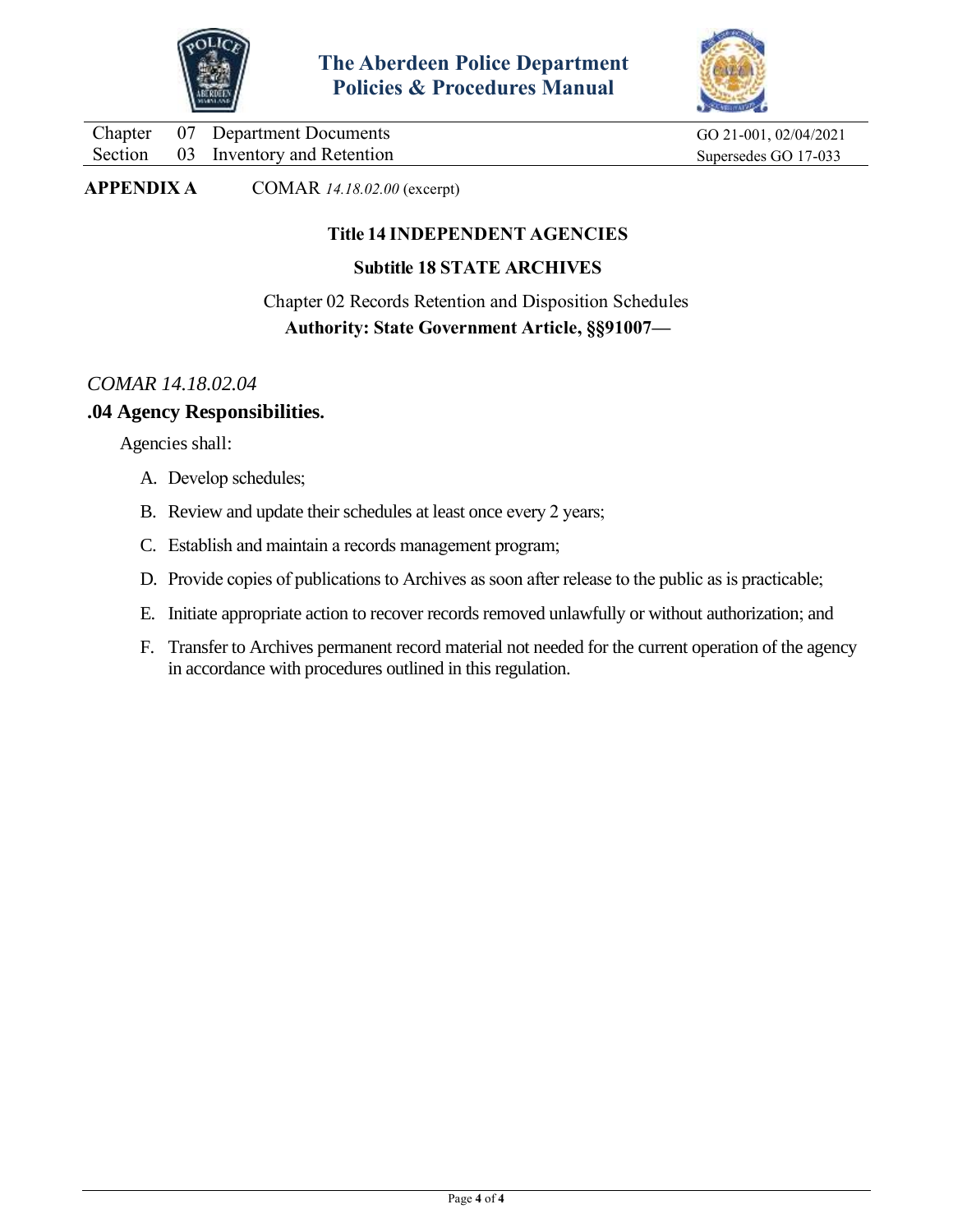**APPENDIX A** COMAR *14.18.02.00* (excerpt)

**Title 14 INDEPENDENT AGENCIES**

**Subtitle 18 STATE ARCHIVES**

Chapter 02 Records Retention and Disposition Schedules

**Authority: State Government Article, §§91007—**

*COMAR 14.18.02.04*

## .04 Agency Responsibilities.

Agencies shall:

A. Develop schedules;

B. Review and update their schedules at least once every 2 years;

C. Establish and maintain a records management program;

D. Provide copies of publications to Archives as soon after release to the public as is practicable;

E. Initiate appropriate action to recover records removed unlawfully or without authorization; and

F. Transfer to Archives permanent record material not needed for the current operation of the agency in accordance with procedures outlined in this regulation.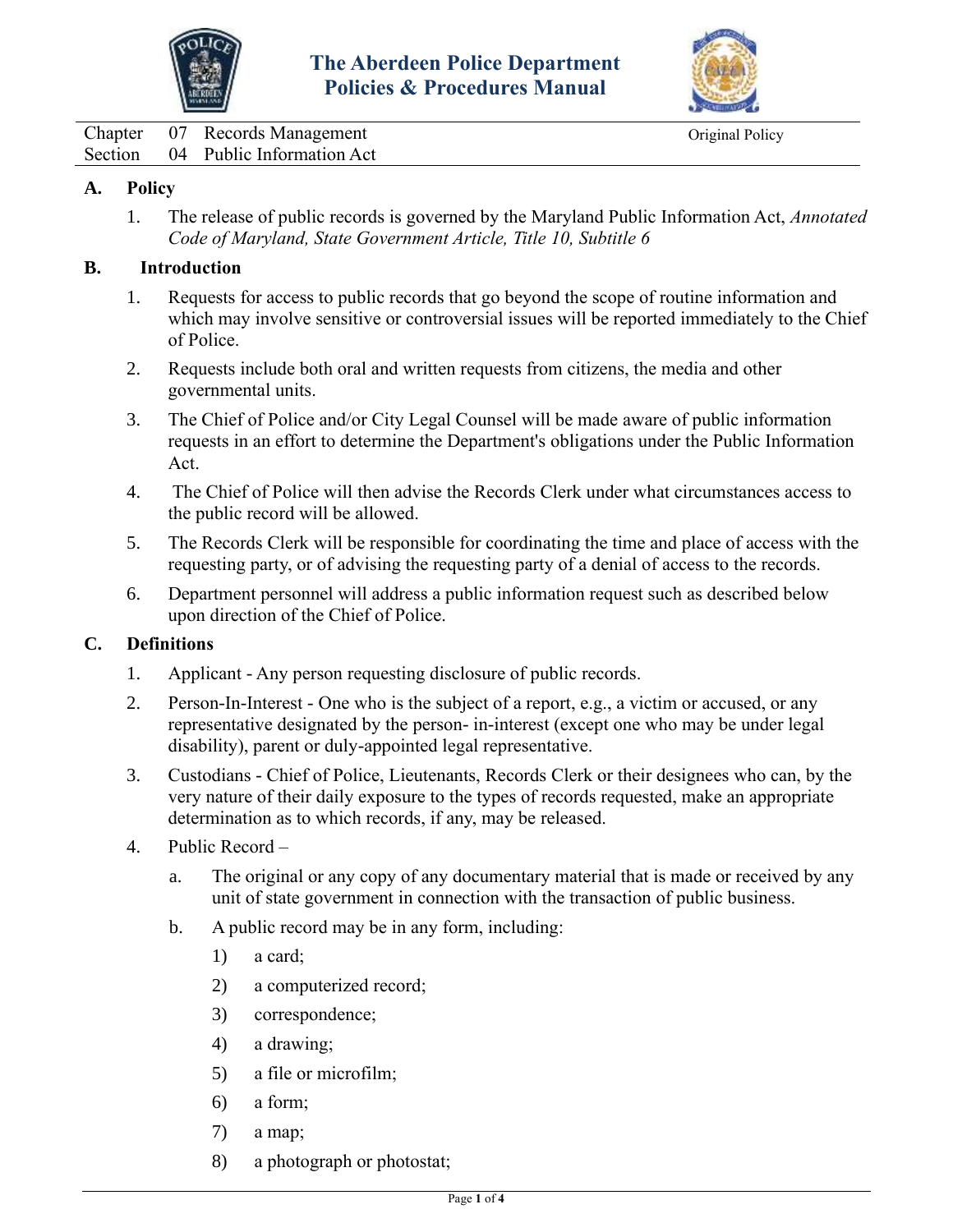# The Aberdeen Police Department
# Policies & Procedures Manual

| | | | |
|---|---|---|---|
| Chapter | 07 | Records Management | Original Policy |
| Section | 04 | Public Information Act | |

## A. Policy

1. The release of public records is governed by the Maryland Public Information Act, *Annotated Code of Maryland, State Government Article, Title 10, Subtitle 6*

## B. Introduction

1. Requests for access to public records that go beyond the scope of routine information and which may involve sensitive or controversial issues will be reported immediately to the Chief of Police.
2. Requests include both oral and written requests from citizens, the media and other governmental units.
3. The Chief of Police and/or City Legal Counsel will be made aware of public information requests in an effort to determine the Department's obligations under the Public Information Act.
4. The Chief of Police will then advise the Records Clerk under what circumstances access to the public record will be allowed.
5. The Records Clerk will be responsible for coordinating the time and place of access with the requesting party, or of advising the requesting party of a denial of access to the records.
6. Department personnel will address a public information request such as described below upon direction of the Chief of Police.

## C. Definitions

1. Applicant - Any person requesting disclosure of public records.
2. Person-In-Interest - One who is the subject of a report, e.g., a victim or accused, or any representative designated by the person- in-interest (except one who may be under legal disability), parent or duly-appointed legal representative.
3. Custodians - Chief of Police, Lieutenants, Records Clerk or their designees who can, by the very nature of their daily exposure to the types of records requested, make an appropriate determination as to which records, if any, may be released.
4. Public Record –
   a. The original or any copy of any documentary material that is made or received by any unit of state government in connection with the transaction of public business.
   b. A public record may be in any form, including:
      1) a card;
      2) a computerized record;
      3) correspondence;
      4) a drawing;
      5) a file or microfilm;
      6) a form;
      7) a map;
      8) a photograph or photostat;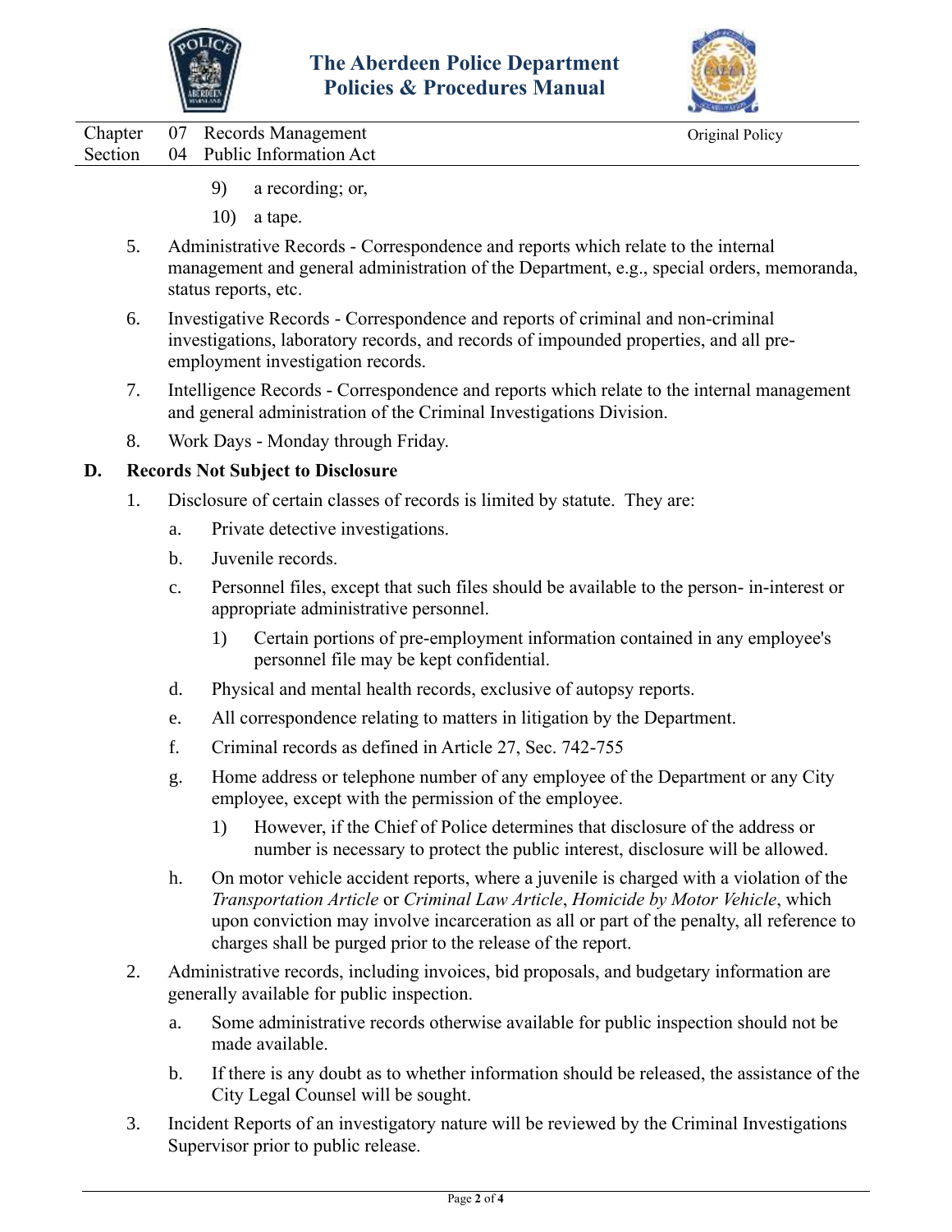9) a recording; or,

10) a tape.

5. Administrative Records - Correspondence and reports which relate to the internal management and general administration of the Department, e.g., special orders, memoranda, status reports, etc.

6. Investigative Records - Correspondence and reports of criminal and non-criminal investigations, laboratory records, and records of impounded properties, and all pre-employment investigation records.

7. Intelligence Records - Correspondence and reports which relate to the internal management and general administration of the Criminal Investigations Division.

8. Work Days - Monday through Friday.

## D. Records Not Subject to Disclosure

1. Disclosure of certain classes of records is limited by statute. They are:

   a. Private detective investigations.

   b. Juvenile records.

   c. Personnel files, except that such files should be available to the person- in-interest or appropriate administrative personnel.

      1) Certain portions of pre-employment information contained in any employee's personnel file may be kept confidential.

   d. Physical and mental health records, exclusive of autopsy reports.

   e. All correspondence relating to matters in litigation by the Department.

   f. Criminal records as defined in Article 27, Sec. 742-755

   g. Home address or telephone number of any employee of the Department or any City employee, except with the permission of the employee.

      1) However, if the Chief of Police determines that disclosure of the address or number is necessary to protect the public interest, disclosure will be allowed.

   h. On motor vehicle accident reports, where a juvenile is charged with a violation of the *Transportation Article* or *Criminal Law Article*, *Homicide by Motor Vehicle*, which upon conviction may involve incarceration as all or part of the penalty, all reference to charges shall be purged prior to the release of the report.

2. Administrative records, including invoices, bid proposals, and budgetary information are generally available for public inspection.

   a. Some administrative records otherwise available for public inspection should not be made available.

   b. If there is any doubt as to whether information should be released, the assistance of the City Legal Counsel will be sought.

3. Incident Reports of an investigatory nature will be reviewed by the Criminal Investigations Supervisor prior to public release.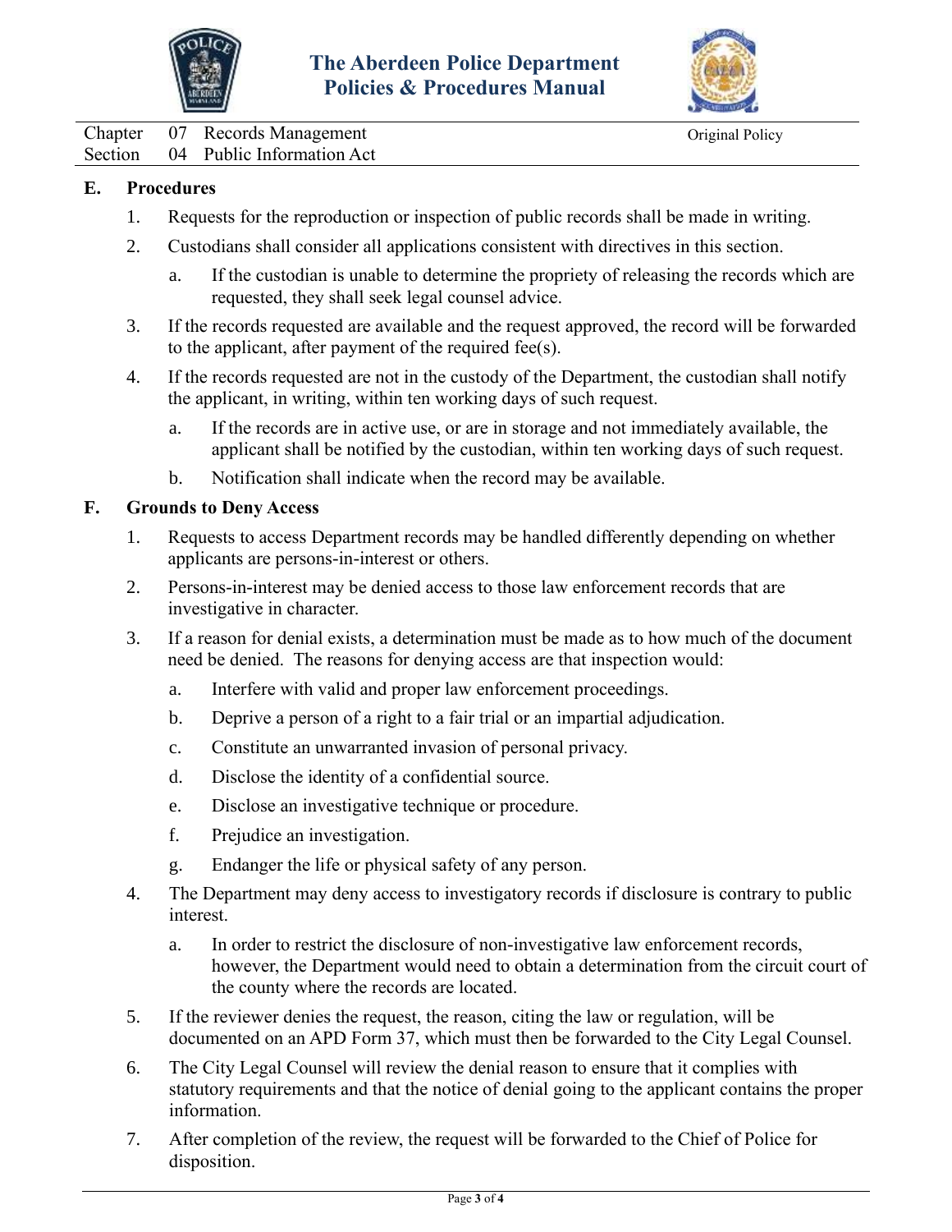## E. Procedures

1. Requests for the reproduction or inspection of public records shall be made in writing.
2. Custodians shall consider all applications consistent with directives in this section.
   a. If the custodian is unable to determine the propriety of releasing the records which are requested, they shall seek legal counsel advice.
3. If the records requested are available and the request approved, the record will be forwarded to the applicant, after payment of the required fee(s).
4. If the records requested are not in the custody of the Department, the custodian shall notify the applicant, in writing, within ten working days of such request.
   a. If the records are in active use, or are in storage and not immediately available, the applicant shall be notified by the custodian, within ten working days of such request.
   b. Notification shall indicate when the record may be available.

## F. Grounds to Deny Access

1. Requests to access Department records may be handled differently depending on whether applicants are persons-in-interest or others.
2. Persons-in-interest may be denied access to those law enforcement records that are investigative in character.
3. If a reason for denial exists, a determination must be made as to how much of the document need be denied. The reasons for denying access are that inspection would:
   a. Interfere with valid and proper law enforcement proceedings.
   b. Deprive a person of a right to a fair trial or an impartial adjudication.
   c. Constitute an unwarranted invasion of personal privacy.
   d. Disclose the identity of a confidential source.
   e. Disclose an investigative technique or procedure.
   f. Prejudice an investigation.
   g. Endanger the life or physical safety of any person.
4. The Department may deny access to investigatory records if disclosure is contrary to public interest.
   a. In order to restrict the disclosure of non-investigative law enforcement records, however, the Department would need to obtain a determination from the circuit court of the county where the records are located.
5. If the reviewer denies the request, the reason, citing the law or regulation, will be documented on an APD Form 37, which must then be forwarded to the City Legal Counsel.
6. The City Legal Counsel will review the denial reason to ensure that it complies with statutory requirements and that the notice of denial going to the applicant contains the proper information.
7. After completion of the review, the request will be forwarded to the Chief of Police for disposition.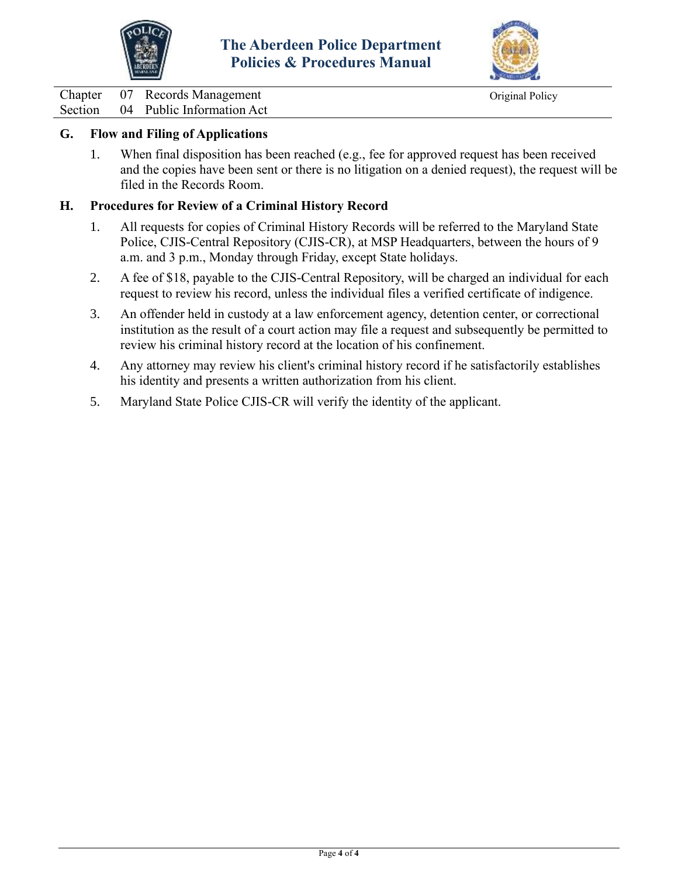## G. Flow and Filing of Applications

1. When final disposition has been reached (e.g., fee for approved request has been received and the copies have been sent or there is no litigation on a denied request), the request will be filed in the Records Room.

## H. Procedures for Review of a Criminal History Record

1. All requests for copies of Criminal History Records will be referred to the Maryland State Police, CJIS-Central Repository (CJIS-CR), at MSP Headquarters, between the hours of 9 a.m. and 3 p.m., Monday through Friday, except State holidays.
2. A fee of $18, payable to the CJIS-Central Repository, will be charged an individual for each request to review his record, unless the individual files a verified certificate of indigence.
3. An offender held in custody at a law enforcement agency, detention center, or correctional institution as the result of a court action may file a request and subsequently be permitted to review his criminal history record at the location of his confinement.
4. Any attorney may review his client's criminal history record if he satisfactorily establishes his identity and presents a written authorization from his client.
5. Maryland State Police CJIS-CR will verify the identity of the applicant.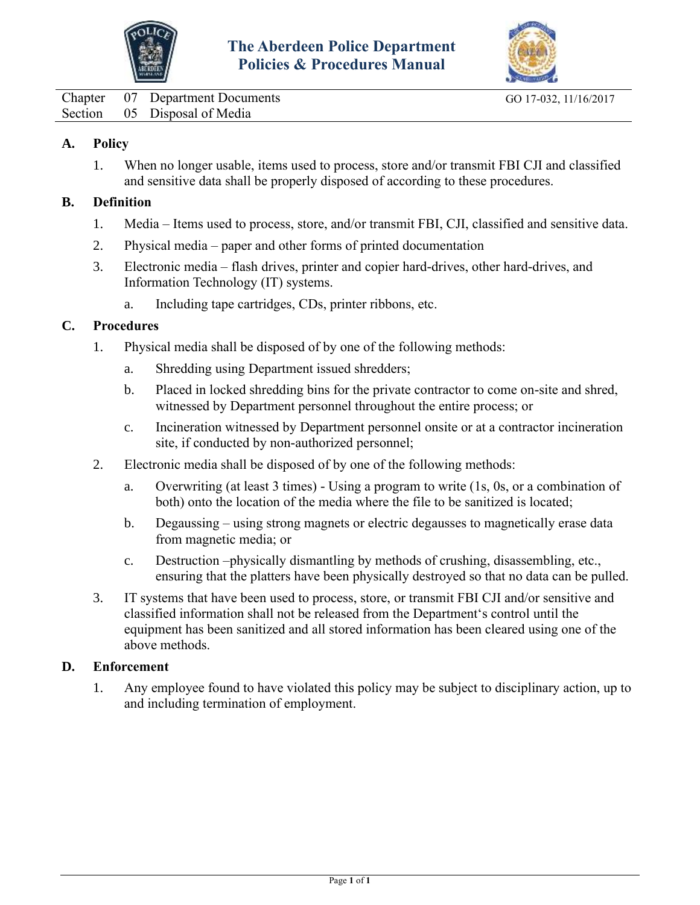# The Aberdeen Police Department Policies & Procedures Manual

Chapter 07 Department Documents
Section 05 Disposal of Media

GO 17-032, 11/16/2017

## A. Policy

1. When no longer usable, items used to process, store and/or transmit FBI CJI and classified and sensitive data shall be properly disposed of according to these procedures.

## B. Definition

1. Media – Items used to process, store, and/or transmit FBI, CJI, classified and sensitive data.
2. Physical media – paper and other forms of printed documentation
3. Electronic media – flash drives, printer and copier hard-drives, other hard-drives, and Information Technology (IT) systems.
   a. Including tape cartridges, CDs, printer ribbons, etc.

## C. Procedures

1. Physical media shall be disposed of by one of the following methods:
   a. Shredding using Department issued shredders;
   b. Placed in locked shredding bins for the private contractor to come on-site and shred, witnessed by Department personnel throughout the entire process; or
   c. Incineration witnessed by Department personnel onsite or at a contractor incineration site, if conducted by non-authorized personnel;
2. Electronic media shall be disposed of by one of the following methods:
   a. Overwriting (at least 3 times) - Using a program to write (1s, 0s, or a combination of both) onto the location of the media where the file to be sanitized is located;
   b. Degaussing – using strong magnets or electric degausses to magnetically erase data from magnetic media; or
   c. Destruction –physically dismantling by methods of crushing, disassembling, etc., ensuring that the platters have been physically destroyed so that no data can be pulled.
3. IT systems that have been used to process, store, or transmit FBI CJI and/or sensitive and classified information shall not be released from the Department's control until the equipment has been sanitized and all stored information has been cleared using one of the above methods.

## D. Enforcement

1. Any employee found to have violated this policy may be subject to disciplinary action, up to and including termination of employment.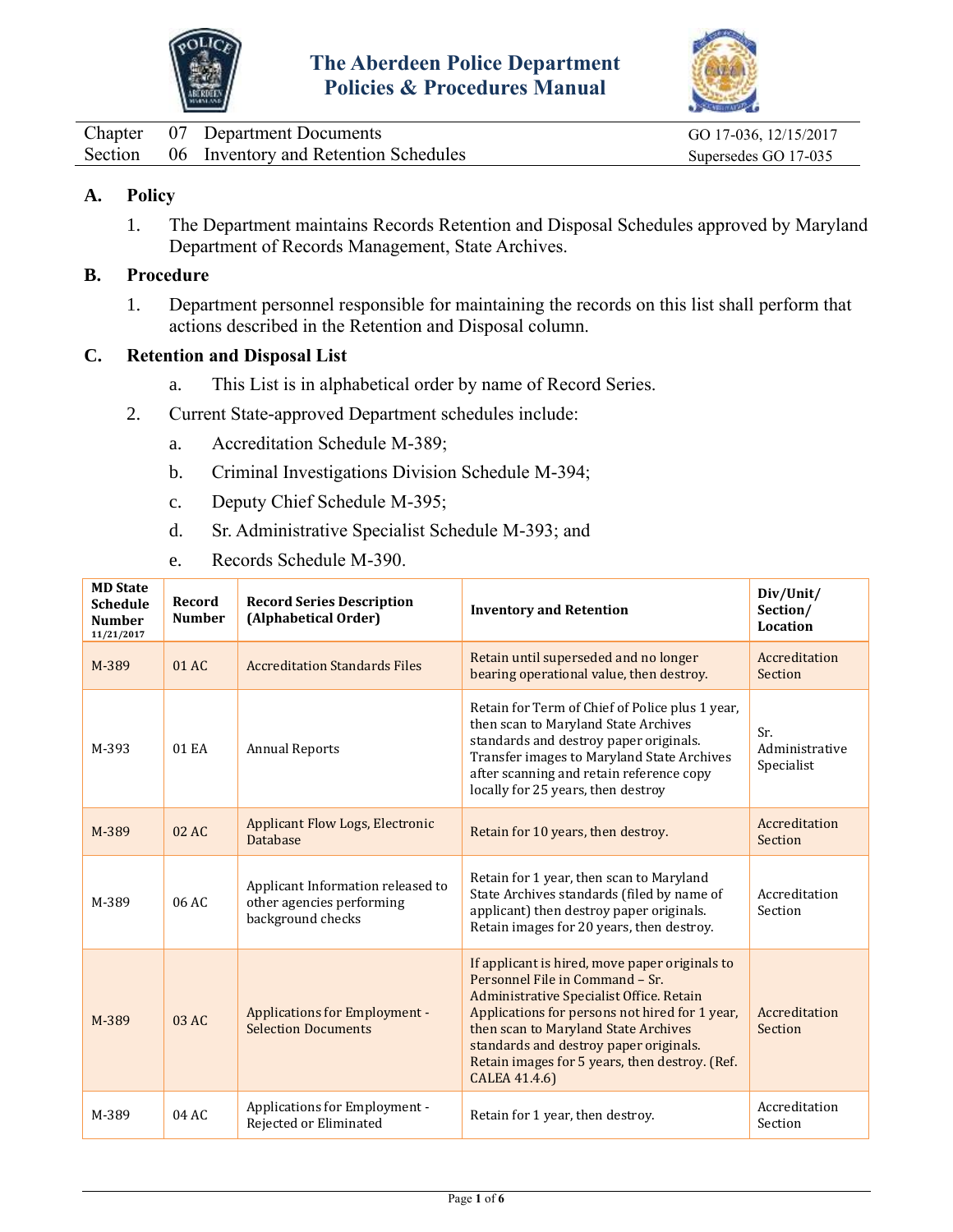# The Aberdeen Police Department Policies & Procedures Manual

| Chapter | 07 | Department Documents | GO 17-036, 12/15/2017 |
|---|---|---|---|
| Section | 06 | Inventory and Retention Schedules | Supersedes GO 17-035 |

## A. Policy

1. The Department maintains Records Retention and Disposal Schedules approved by Maryland Department of Records Management, State Archives.

## B. Procedure

1. Department personnel responsible for maintaining the records on this list shall perform that actions described in the Retention and Disposal column.

## C. Retention and Disposal List

a. This List is in alphabetical order by name of Record Series.

2. Current State-approved Department schedules include:
   a. Accreditation Schedule M-389;
   b. Criminal Investigations Division Schedule M-394;
   c. Deputy Chief Schedule M-395;
   d. Sr. Administrative Specialist Schedule M-393; and
   e. Records Schedule M-390.

| MD State Schedule Number 11/21/2017 | Record Number | Record Series Description (Alphabetical Order) | Inventory and Retention | Div/Unit/ Section/ Location |
|---|---|---|---|---|
| M-389 | 01 AC | Accreditation Standards Files | Retain until superseded and no longer bearing operational value, then destroy. | Accreditation Section |
| M-393 | 01 EA | Annual Reports | Retain for Term of Chief of Police plus 1 year, then scan to Maryland State Archives standards and destroy paper originals. Transfer images to Maryland State Archives after scanning and retain reference copy locally for 25 years, then destroy | Sr. Administrative Specialist |
| M-389 | 02 AC | Applicant Flow Logs, Electronic Database | Retain for 10 years, then destroy. | Accreditation Section |
| M-389 | 06 AC | Applicant Information released to other agencies performing background checks | Retain for 1 year, then scan to Maryland State Archives standards (filed by name of applicant) then destroy paper originals. Retain images for 20 years, then destroy. | Accreditation Section |
| M-389 | 03 AC | Applications for Employment - Selection Documents | If applicant is hired, move paper originals to Personnel File in Command – Sr. Administrative Specialist Office. Retain Applications for persons not hired for 1 year, then scan to Maryland State Archives standards and destroy paper originals. Retain images for 5 years, then destroy. (Ref. CALEA 41.4.6) | Accreditation Section |
| M-389 | 04 AC | Applications for Employment - Rejected or Eliminated | Retain for 1 year, then destroy. | Accreditation Section |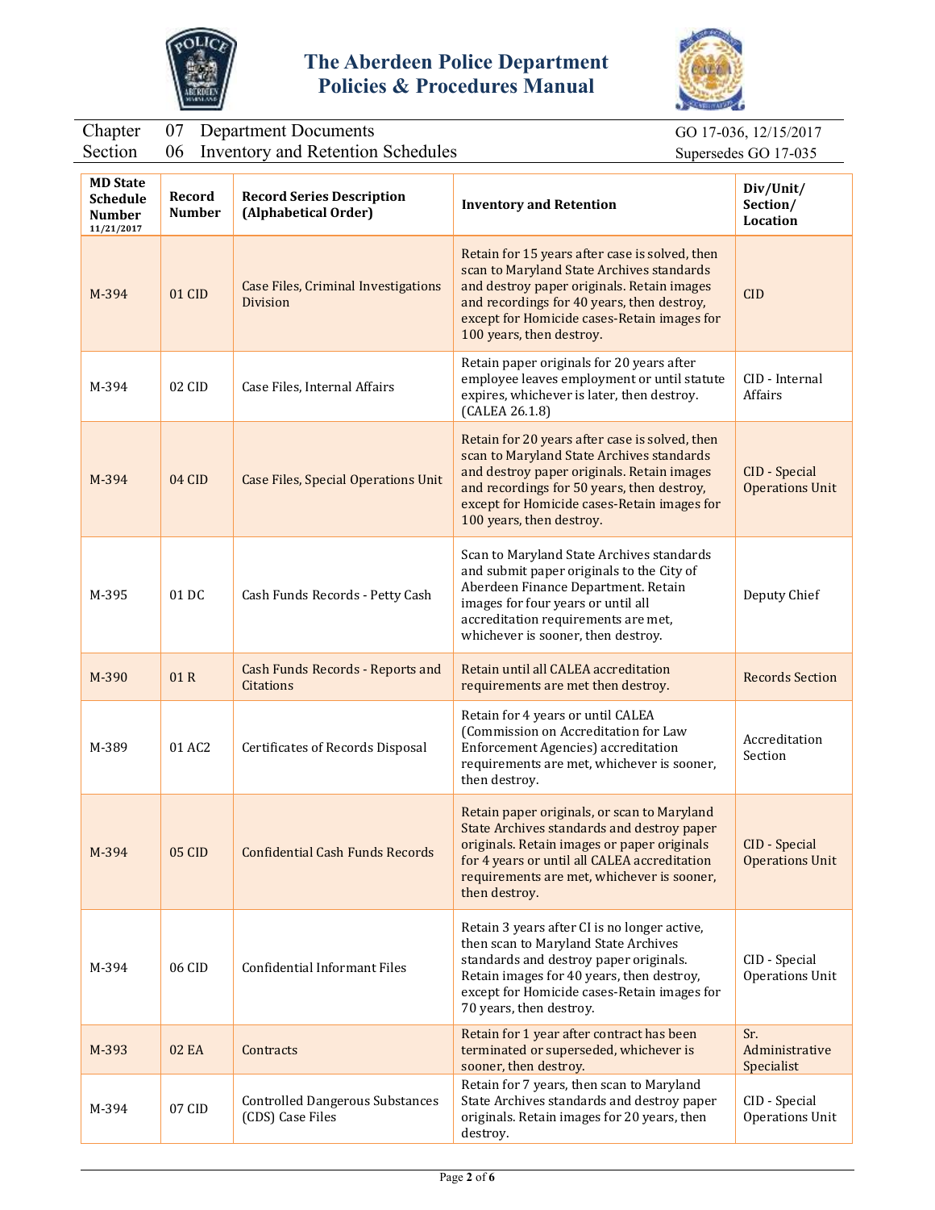# The Aberdeen Police Department
## Policies & Procedures Manual

Chapter 07 Department Documents — GO 17-036, 12/15/2017
Section 06 Inventory and Retention Schedules — Supersedes GO 17-035

| MD State Schedule Number 11/21/2017 | Record Number | Record Series Description (Alphabetical Order) | Inventory and Retention | Div/Unit/ Section/ Location |
|---|---|---|---|---|
| M-394 | 01 CID | Case Files, Criminal Investigations Division | Retain for 15 years after case is solved, then scan to Maryland State Archives standards and destroy paper originals. Retain images and recordings for 40 years, then destroy, except for Homicide cases-Retain images for 100 years, then destroy. | CID |
| M-394 | 02 CID | Case Files, Internal Affairs | Retain paper originals for 20 years after employee leaves employment or until statute expires, whichever is later, then destroy. (CALEA 26.1.8) | CID - Internal Affairs |
| M-394 | 04 CID | Case Files, Special Operations Unit | Retain for 20 years after case is solved, then scan to Maryland State Archives standards and destroy paper originals. Retain images and recordings for 50 years, then destroy, except for Homicide cases-Retain images for 100 years, then destroy. | CID - Special Operations Unit |
| M-395 | 01 DC | Cash Funds Records - Petty Cash | Scan to Maryland State Archives standards and submit paper originals to the City of Aberdeen Finance Department. Retain images for four years or until all accreditation requirements are met, whichever is sooner, then destroy. | Deputy Chief |
| M-390 | 01 R | Cash Funds Records - Reports and Citations | Retain until all CALEA accreditation requirements are met then destroy. | Records Section |
| M-389 | 01 AC2 | Certificates of Records Disposal | Retain for 4 years or until CALEA (Commission on Accreditation for Law Enforcement Agencies) accreditation requirements are met, whichever is sooner, then destroy. | Accreditation Section |
| M-394 | 05 CID | Confidential Cash Funds Records | Retain paper originals, or scan to Maryland State Archives standards and destroy paper originals. Retain images or paper originals for 4 years or until all CALEA accreditation requirements are met, whichever is sooner, then destroy. | CID - Special Operations Unit |
| M-394 | 06 CID | Confidential Informant Files | Retain 3 years after CI is no longer active, then scan to Maryland State Archives standards and destroy paper originals. Retain images for 40 years, then destroy, except for Homicide cases-Retain images for 70 years, then destroy. | CID - Special Operations Unit |
| M-393 | 02 EA | Contracts | Retain for 1 year after contract has been terminated or superseded, whichever is sooner, then destroy. | Sr. Administrative Specialist |
| M-394 | 07 CID | Controlled Dangerous Substances (CDS) Case Files | Retain for 7 years, then scan to Maryland State Archives standards and destroy paper originals. Retain images for 20 years, then destroy. | CID - Special Operations Unit |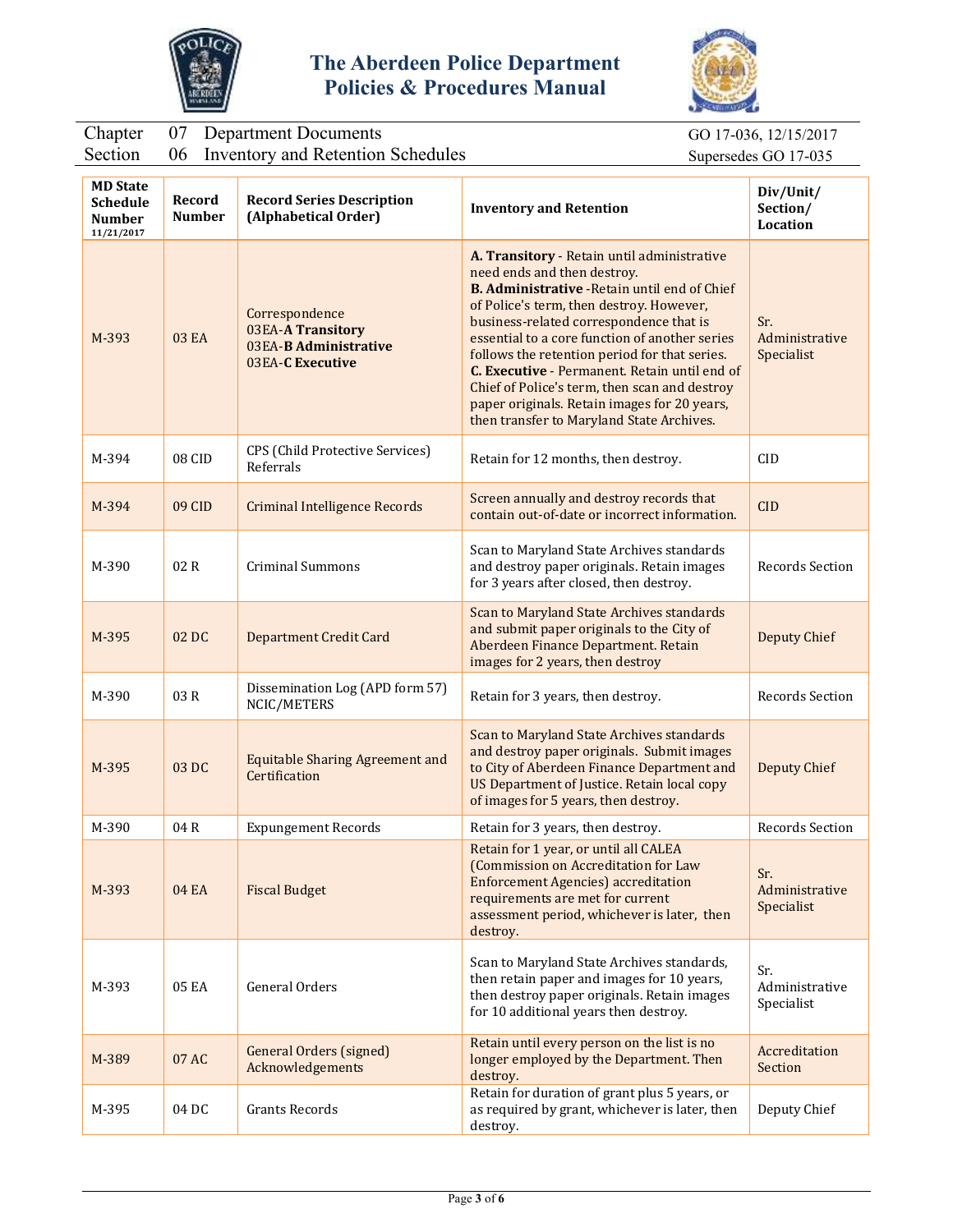# The Aberdeen Police Department Policies & Procedures Manual

Chapter 07 Department Documents — GO 17-036, 12/15/2017

Section 06 Inventory and Retention Schedules — Supersedes GO 17-035

| MD State Schedule Number 11/21/2017 | Record Number | Record Series Description (Alphabetical Order) | Inventory and Retention | Div/Unit/ Section/ Location |
|---|---|---|---|---|
| M-393 | 03 EA | Correspondence<br>03EA-**A Transitory**<br>03EA-**B Administrative**<br>03EA-**C Executive** | **A. Transitory** - Retain until administrative need ends and then destroy.<br>**B. Administrative** -Retain until end of Chief of Police's term, then destroy. However, business-related correspondence that is essential to a core function of another series follows the retention period for that series.<br>**C. Executive** - Permanent. Retain until end of Chief of Police's term, then scan and destroy paper originals. Retain images for 20 years, then transfer to Maryland State Archives. | Sr. Administrative Specialist |
| M-394 | 08 CID | CPS (Child Protective Services) Referrals | Retain for 12 months, then destroy. | CID |
| M-394 | 09 CID | Criminal Intelligence Records | Screen annually and destroy records that contain out-of-date or incorrect information. | CID |
| M-390 | 02 R | Criminal Summons | Scan to Maryland State Archives standards and destroy paper originals. Retain images for 3 years after closed, then destroy. | Records Section |
| M-395 | 02 DC | Department Credit Card | Scan to Maryland State Archives standards and submit paper originals to the City of Aberdeen Finance Department. Retain images for 2 years, then destroy | Deputy Chief |
| M-390 | 03 R | Dissemination Log (APD form 57) NCIC/METERS | Retain for 3 years, then destroy. | Records Section |
| M-395 | 03 DC | Equitable Sharing Agreement and Certification | Scan to Maryland State Archives standards and destroy paper originals. Submit images to City of Aberdeen Finance Department and US Department of Justice. Retain local copy of images for 5 years, then destroy. | Deputy Chief |
| M-390 | 04 R | Expungement Records | Retain for 3 years, then destroy. | Records Section |
| M-393 | 04 EA | Fiscal Budget | Retain for 1 year, or until all CALEA (Commission on Accreditation for Law Enforcement Agencies) accreditation requirements are met for current assessment period, whichever is later, then destroy. | Sr. Administrative Specialist |
| M-393 | 05 EA | General Orders | Scan to Maryland State Archives standards, then retain paper and images for 10 years, then destroy paper originals. Retain images for 10 additional years then destroy. | Sr. Administrative Specialist |
| M-389 | 07 AC | General Orders (signed) Acknowledgements | Retain until every person on the list is no longer employed by the Department. Then destroy. | Accreditation Section |
| M-395 | 04 DC | Grants Records | Retain for duration of grant plus 5 years, or as required by grant, whichever is later, then destroy. | Deputy Chief |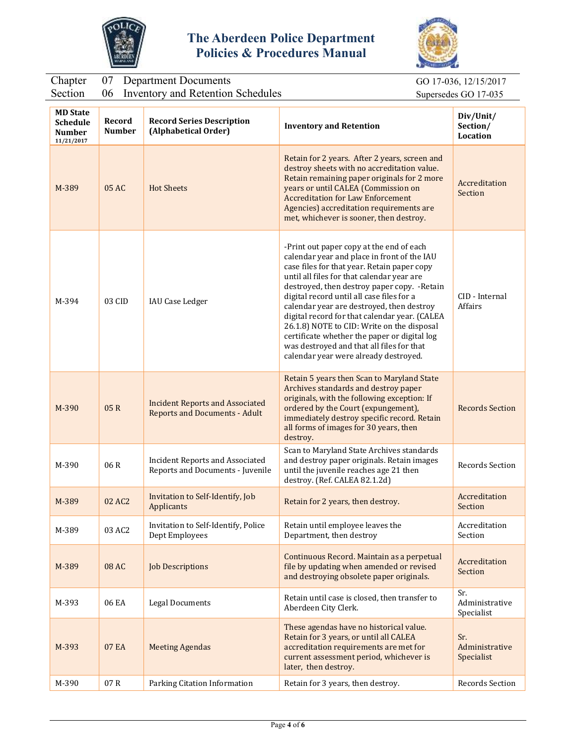# The Aberdeen Police Department Policies & Procedures Manual

Chapter 07 Department Documents — GO 17-036, 12/15/2017
Section 06 Inventory and Retention Schedules — Supersedes GO 17-035

| MD State Schedule Number 11/21/2017 | Record Number | Record Series Description (Alphabetical Order) | Inventory and Retention | Div/Unit/ Section/ Location |
|---|---|---|---|---|
| M-389 | 05 AC | Hot Sheets | Retain for 2 years. After 2 years, screen and destroy sheets with no accreditation value. Retain remaining paper originals for 2 more years or until CALEA (Commission on Accreditation for Law Enforcement Agencies) accreditation requirements are met, whichever is sooner, then destroy. | Accreditation Section |
| M-394 | 03 CID | IAU Case Ledger | -Print out paper copy at the end of each calendar year and place in front of the IAU case files for that year. Retain paper copy until all files for that calendar year are destroyed, then destroy paper copy. -Retain digital record until all case files for a calendar year are destroyed, then destroy digital record for that calendar year. (CALEA 26.1.8) NOTE to CID: Write on the disposal certificate whether the paper or digital log was destroyed and that all files for that calendar year were already destroyed. | CID - Internal Affairs |
| M-390 | 05 R | Incident Reports and Associated Reports and Documents - Adult | Retain 5 years then Scan to Maryland State Archives standards and destroy paper originals, with the following exception: If ordered by the Court (expungement), immediately destroy specific record. Retain all forms of images for 30 years, then destroy. | Records Section |
| M-390 | 06 R | Incident Reports and Associated Reports and Documents - Juvenile | Scan to Maryland State Archives standards and destroy paper originals. Retain images until the juvenile reaches age 21 then destroy. (Ref. CALEA 82.1.2d) | Records Section |
| M-389 | 02 AC2 | Invitation to Self-Identify, Job Applicants | Retain for 2 years, then destroy. | Accreditation Section |
| M-389 | 03 AC2 | Invitation to Self-Identify, Police Dept Employees | Retain until employee leaves the Department, then destroy | Accreditation Section |
| M-389 | 08 AC | Job Descriptions | Continuous Record. Maintain as a perpetual file by updating when amended or revised and destroying obsolete paper originals. | Accreditation Section |
| M-393 | 06 EA | Legal Documents | Retain until case is closed, then transfer to Aberdeen City Clerk. | Sr. Administrative Specialist |
| M-393 | 07 EA | Meeting Agendas | These agendas have no historical value. Retain for 3 years, or until all CALEA accreditation requirements are met for current assessment period, whichever is later, then destroy. | Sr. Administrative Specialist |
| M-390 | 07 R | Parking Citation Information | Retain for 3 years, then destroy. | Records Section |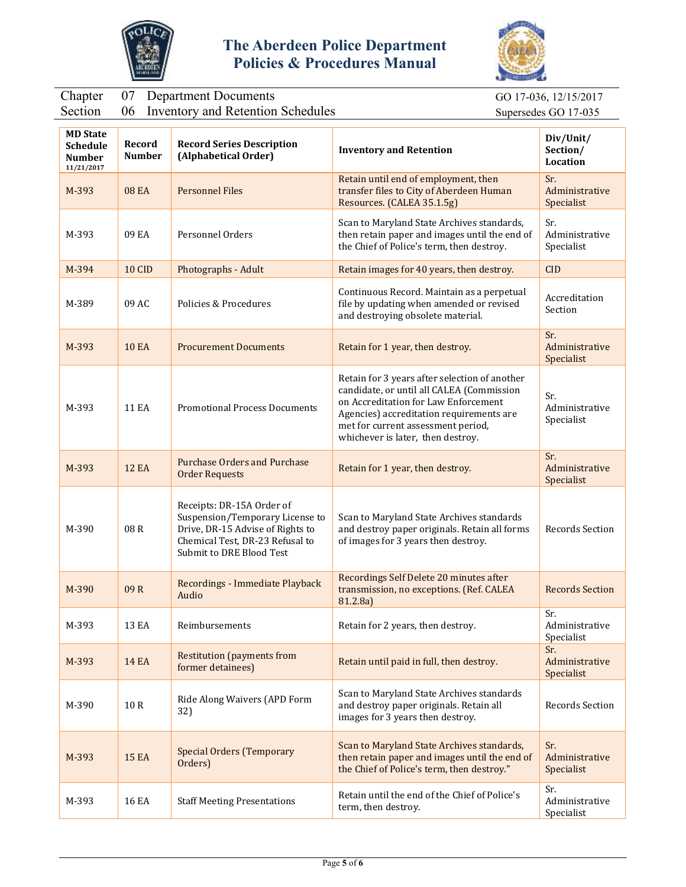| MD State Schedule Number 11/21/2017 | Record Number | Record Series Description (Alphabetical Order) | Inventory and Retention | Div/Unit/ Section/ Location |
|---|---|---|---|---|
| M-393 | 08 EA | Personnel Files | Retain until end of employment, then transfer files to City of Aberdeen Human Resources. (CALEA 35.1.5g) | Sr. Administrative Specialist |
| M-393 | 09 EA | Personnel Orders | Scan to Maryland State Archives standards, then retain paper and images until the end of the Chief of Police's term, then destroy. | Sr. Administrative Specialist |
| M-394 | 10 CID | Photographs - Adult | Retain images for 40 years, then destroy. | CID |
| M-389 | 09 AC | Policies & Procedures | Continuous Record. Maintain as a perpetual file by updating when amended or revised and destroying obsolete material. | Accreditation Section |
| M-393 | 10 EA | Procurement Documents | Retain for 1 year, then destroy. | Sr. Administrative Specialist |
| M-393 | 11 EA | Promotional Process Documents | Retain for 3 years after selection of another candidate, or until all CALEA (Commission on Accreditation for Law Enforcement Agencies) accreditation requirements are met for current assessment period, whichever is later, then destroy. | Sr. Administrative Specialist |
| M-393 | 12 EA | Purchase Orders and Purchase Order Requests | Retain for 1 year, then destroy. | Sr. Administrative Specialist |
| M-390 | 08 R | Receipts: DR-15A Order of Suspension/Temporary License to Drive, DR-15 Advise of Rights to Chemical Test, DR-23 Refusal to Submit to DRE Blood Test | Scan to Maryland State Archives standards and destroy paper originals. Retain all forms of images for 3 years then destroy. | Records Section |
| M-390 | 09 R | Recordings - Immediate Playback Audio | Recordings Self Delete 20 minutes after transmission, no exceptions. (Ref. CALEA 81.2.8a) | Records Section |
| M-393 | 13 EA | Reimbursements | Retain for 2 years, then destroy. | Sr. Administrative Specialist |
| M-393 | 14 EA | Restitution (payments from former detainees) | Retain until paid in full, then destroy. | Sr. Administrative Specialist |
| M-390 | 10 R | Ride Along Waivers (APD Form 32) | Scan to Maryland State Archives standards and destroy paper originals. Retain all images for 3 years then destroy. | Records Section |
| M-393 | 15 EA | Special Orders (Temporary Orders) | Scan to Maryland State Archives standards, then retain paper and images until the end of the Chief of Police's term, then destroy." | Sr. Administrative Specialist |
| M-393 | 16 EA | Staff Meeting Presentations | Retain until the end of the Chief of Police's term, then destroy. | Sr. Administrative Specialist |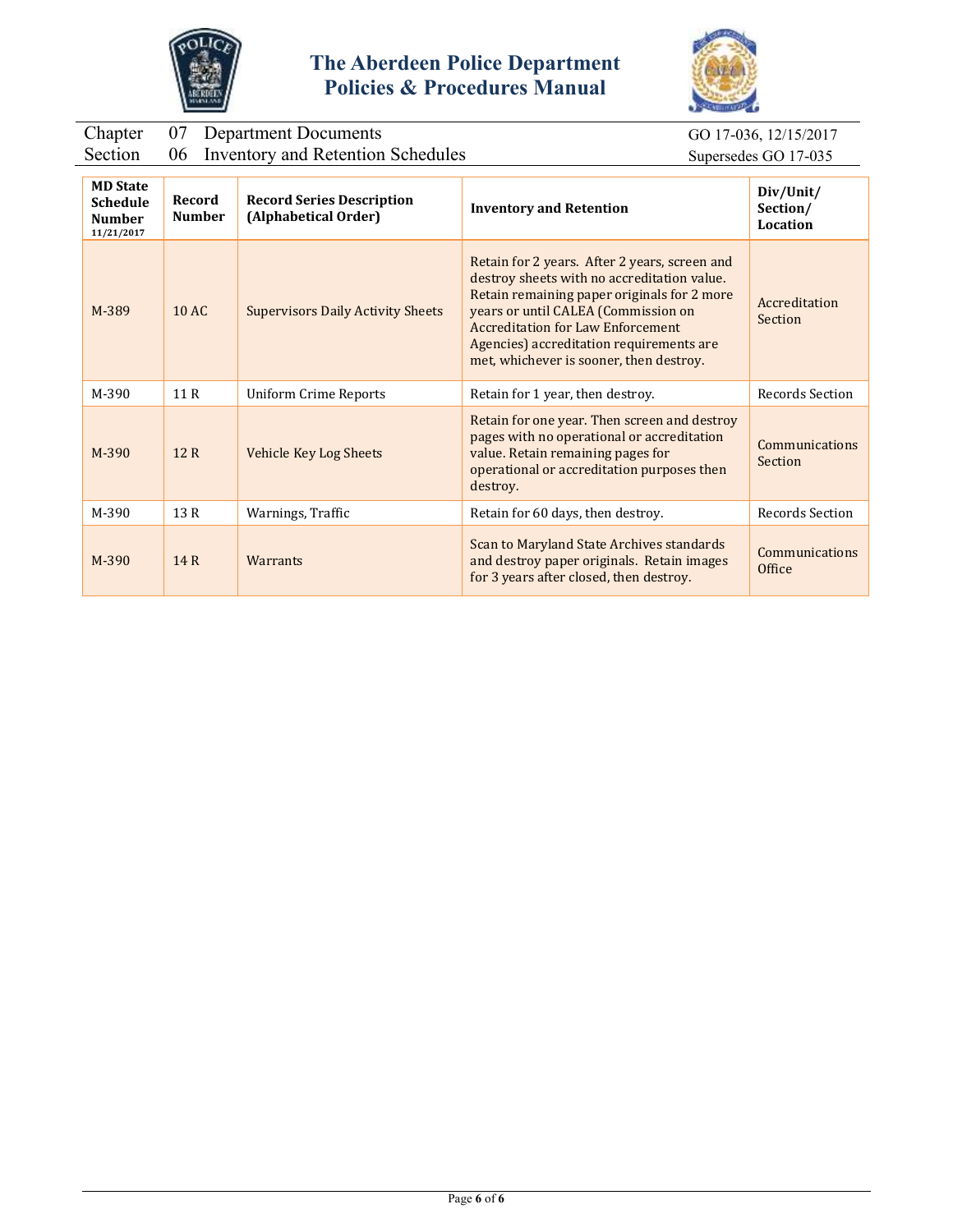| MD State Schedule Number 11/21/2017 | Record Number | Record Series Description (Alphabetical Order) | Inventory and Retention | Div/Unit/ Section/ Location |
|---|---|---|---|---|
| M-389 | 10 AC | Supervisors Daily Activity Sheets | Retain for 2 years. After 2 years, screen and destroy sheets with no accreditation value. Retain remaining paper originals for 2 more years or until CALEA (Commission on Accreditation for Law Enforcement Agencies) accreditation requirements are met, whichever is sooner, then destroy. | Accreditation Section |
| M-390 | 11 R | Uniform Crime Reports | Retain for 1 year, then destroy. | Records Section |
| M-390 | 12 R | Vehicle Key Log Sheets | Retain for one year. Then screen and destroy pages with no operational or accreditation value. Retain remaining pages for operational or accreditation purposes then destroy. | Communications Section |
| M-390 | 13 R | Warnings, Traffic | Retain for 60 days, then destroy. | Records Section |
| M-390 | 14 R | Warrants | Scan to Maryland State Archives standards and destroy paper originals. Retain images for 3 years after closed, then destroy. | Communications Office |